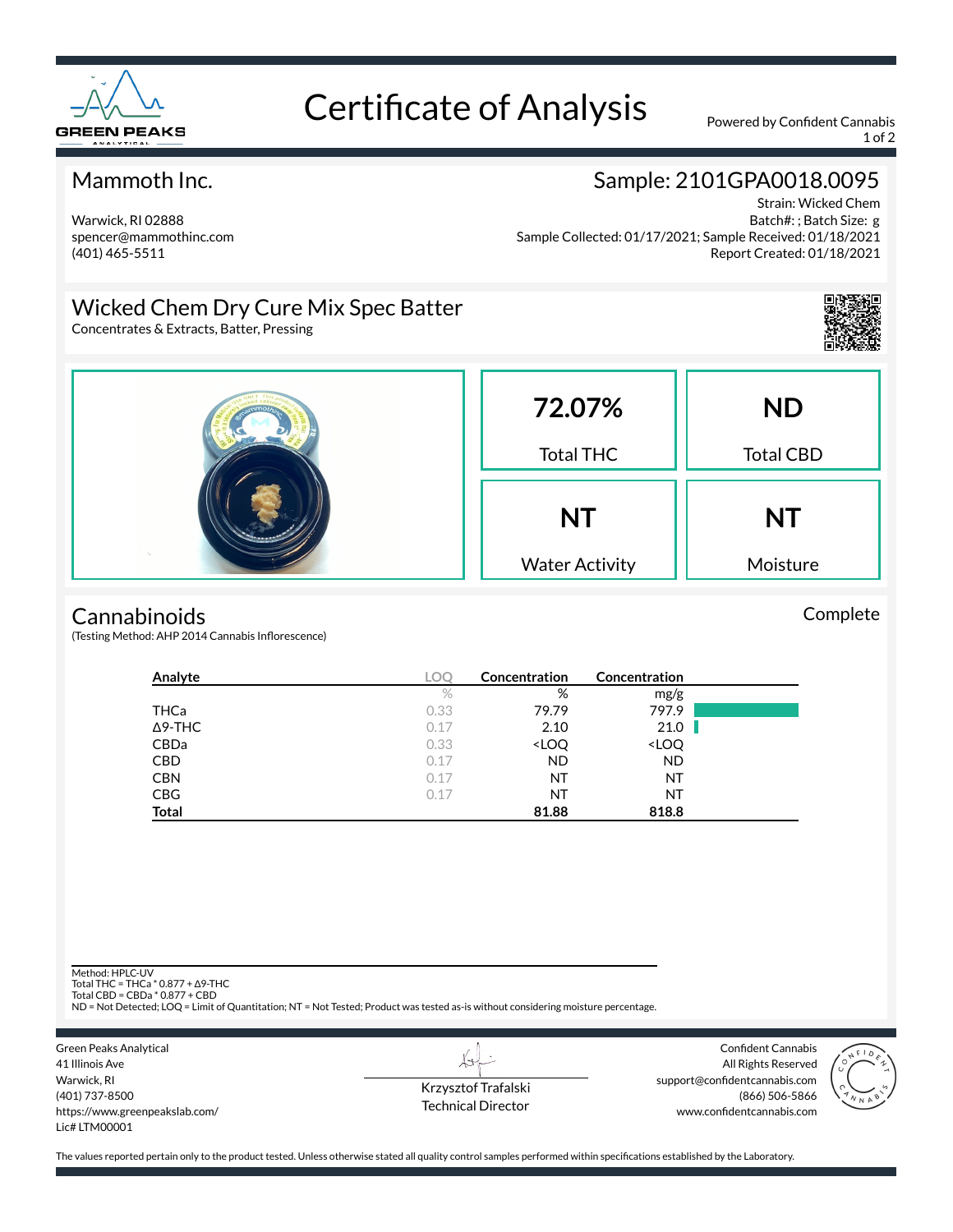# Certificate of Analysis

Powered by Confident Cannabis

## Mammoth Inc.

Warwick, RI 02888
spencer@mammothinc.com
(401) 465-5511

## Sample: 2101GPA0018.0095

Strain: Wicked Chem
Batch#: ; Batch Size: g
Sample Collected: 01/17/2021; Sample Received: 01/18/2021
Report Created: 01/18/2021

## Wicked Chem Dry Cure Mix Spec Batter

Concentrates & Extracts, Batter, Pressing

| 72.07% | ND |
|---|---|
| Total THC | Total CBD |
| **NT** | **NT** |
| Water Activity | Moisture |

## Cannabinoids

Complete

(Testing Method: AHP 2014 Cannabis Inflorescence)

| Analyte | LOQ | Concentration | Concentration |
|---|---|---|---|
| | % | % | mg/g |
| THCa | 0.33 | 79.79 | 797.9 |
| Δ9-THC | 0.17 | 2.10 | 21.0 |
| CBDa | 0.33 | <LOQ | <LOQ |
| CBD | 0.17 | ND | ND |
| CBN | 0.17 | NT | NT |
| CBG | 0.17 | NT | NT |
| **Total** | | **81.88** | **818.8** |

Method: HPLC-UV
Total THC = THCa * 0.877 + Δ9-THC
Total CBD = CBDa * 0.877 + CBD
ND = Not Detected; LOQ = Limit of Quantitation; NT = Not Tested; Product was tested as-is without considering moisture percentage.

Green Peaks Analytical
41 Illinois Ave
Warwick, RI
(401) 737-8500
https://www.greenpeakslab.com/
Lic# LTM00001

Krzysztof Trafalski
Technical Director

Confident Cannabis
All Rights Reserved
support@confidentcannabis.com
(866) 506-5866
www.confidentcannabis.com

The values reported pertain only to the product tested. Unless otherwise stated all quality control samples performed within specifications established by the Laboratory.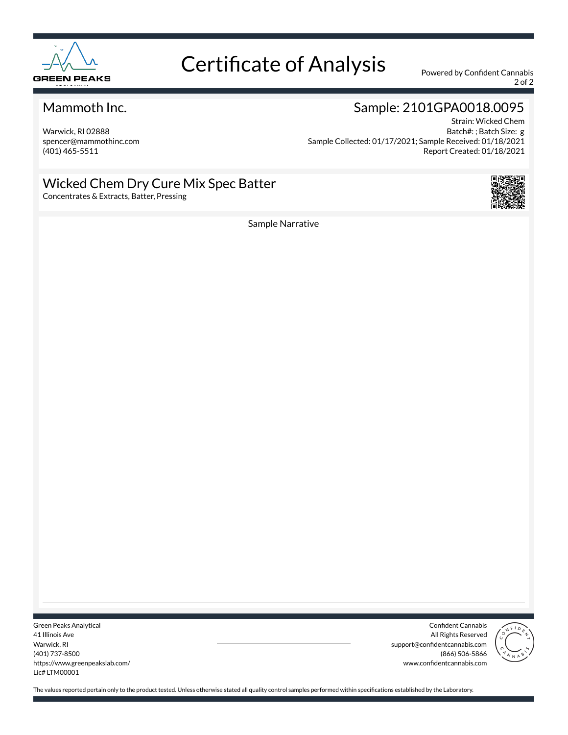# Certificate of Analysis

Powered by Confident Cannabis

## Mammoth Inc.

Warwick, RI 02888
spencer@mammothinc.com
(401) 465-5511

## Sample: 2101GPA0018.0095

Strain: Wicked Chem
Batch#: ; Batch Size: g
Sample Collected: 01/17/2021; Sample Received: 01/18/2021
Report Created: 01/18/2021

## Wicked Chem Dry Cure Mix Spec Batter

Concentrates & Extracts, Batter, Pressing

### Sample Narrative

Green Peaks Analytical
41 Illinois Ave
Warwick, RI
(401) 737-8500
https://www.greenpeakslab.com/
Lic# LTM00001

Confident Cannabis
All Rights Reserved
support@confidentcannabis.com
(866) 506-5866
www.confidentcannabis.com

The values reported pertain only to the product tested. Unless otherwise stated all quality control samples performed within specifications established by the Laboratory.